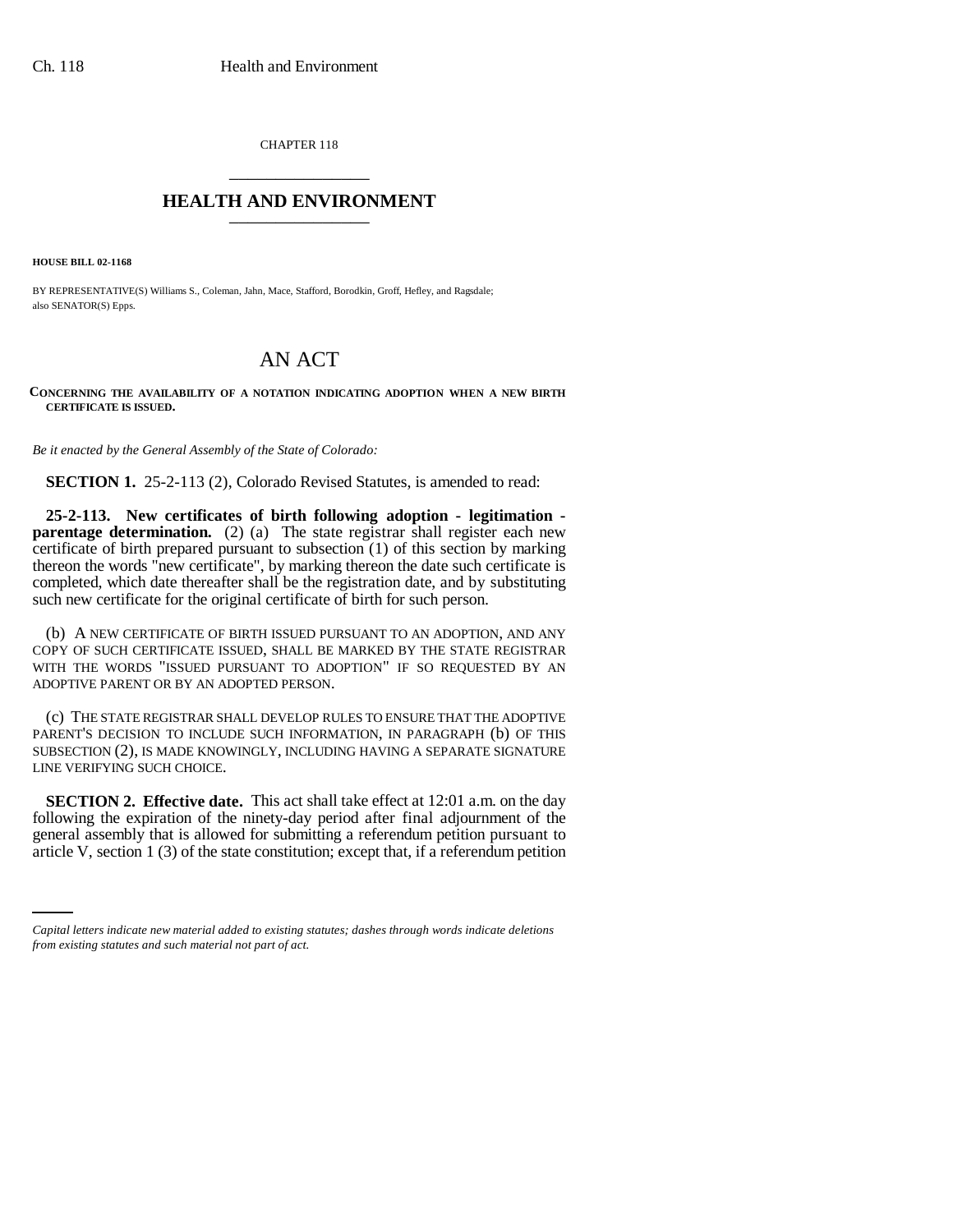CHAPTER 118

## HEALTH AND ENVIRONMENT

**HOUSE BILL 02-1168**

BY REPRESENTATIVE(S) Williams S., Coleman, Jahn, Mace, Stafford, Borodkin, Groff, Hefley, and Ragsdale;
also SENATOR(S) Epps.

# AN ACT

**CONCERNING THE AVAILABILITY OF A NOTATION INDICATING ADOPTION WHEN A NEW BIRTH CERTIFICATE IS ISSUED.**

*Be it enacted by the General Assembly of the State of Colorado:*

**SECTION 1.** 25-2-113 (2), Colorado Revised Statutes, is amended to read:

**25-2-113. New certificates of birth following adoption - legitimation - parentage determination.** (2) (a) The state registrar shall register each new certificate of birth prepared pursuant to subsection (1) of this section by marking thereon the words "new certificate", by marking thereon the date such certificate is completed, which date thereafter shall be the registration date, and by substituting such new certificate for the original certificate of birth for such person.

(b) A NEW CERTIFICATE OF BIRTH ISSUED PURSUANT TO AN ADOPTION, AND ANY COPY OF SUCH CERTIFICATE ISSUED, SHALL BE MARKED BY THE STATE REGISTRAR WITH THE WORDS "ISSUED PURSUANT TO ADOPTION" IF SO REQUESTED BY AN ADOPTIVE PARENT OR BY AN ADOPTED PERSON.

(c) THE STATE REGISTRAR SHALL DEVELOP RULES TO ENSURE THAT THE ADOPTIVE PARENT'S DECISION TO INCLUDE SUCH INFORMATION, IN PARAGRAPH (b) OF THIS SUBSECTION (2), IS MADE KNOWINGLY, INCLUDING HAVING A SEPARATE SIGNATURE LINE VERIFYING SUCH CHOICE.

**SECTION 2. Effective date.** This act shall take effect at 12:01 a.m. on the day following the expiration of the ninety-day period after final adjournment of the general assembly that is allowed for submitting a referendum petition pursuant to article V, section 1 (3) of the state constitution; except that, if a referendum petition

*Capital letters indicate new material added to existing statutes; dashes through words indicate deletions from existing statutes and such material not part of act.*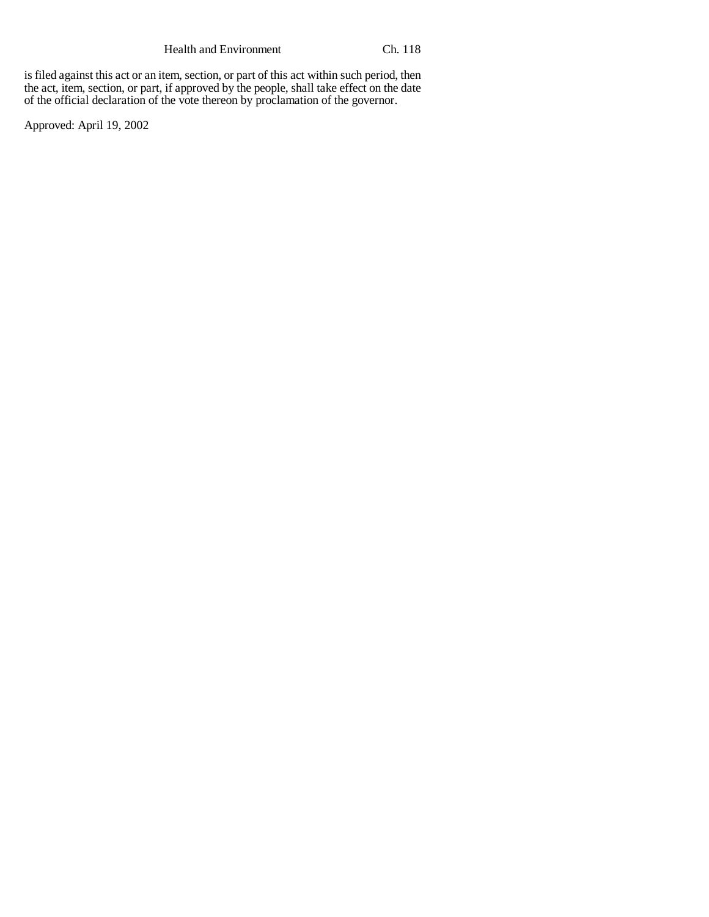is filed against this act or an item, section, or part of this act within such period, then the act, item, section, or part, if approved by the people, shall take effect on the date of the official declaration of the vote thereon by proclamation of the governor.

Approved: April 19, 2002